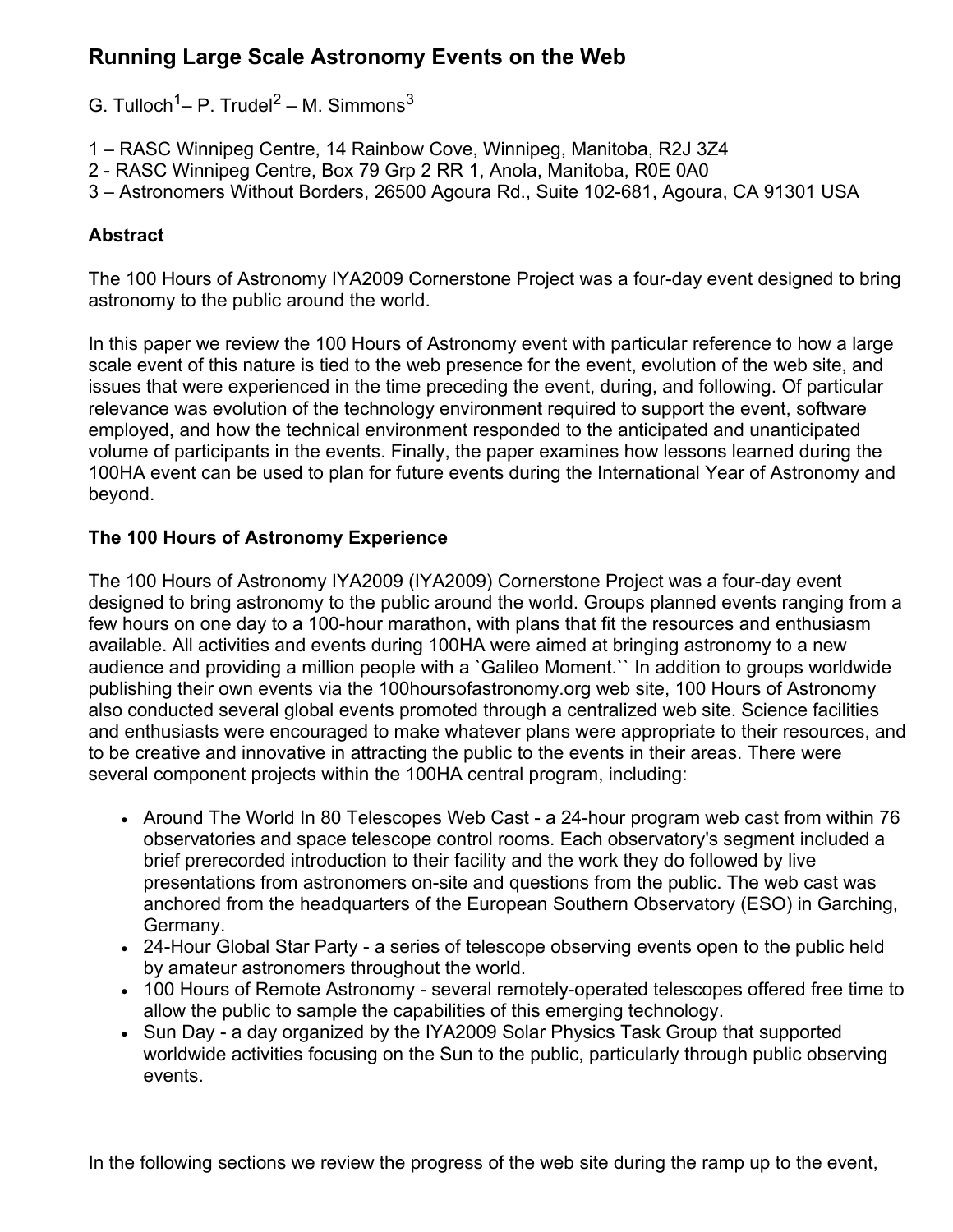# Running Large Scale Astronomy Events on the Web

G. Tulloch[1]– P. Trudel[2] – M. Simmons[3]

1 – RASC Winnipeg Centre, 14 Rainbow Cove, Winnipeg, Manitoba, R2J 3Z4
2 - RASC Winnipeg Centre, Box 79 Grp 2 RR 1, Anola, Manitoba, R0E 0A0
3 – Astronomers Without Borders, 26500 Agoura Rd., Suite 102-681, Agoura, CA 91301 USA

## Abstract

The 100 Hours of Astronomy IYA2009 Cornerstone Project was a four-day event designed to bring astronomy to the public around the world.

In this paper we review the 100 Hours of Astronomy event with particular reference to how a large scale event of this nature is tied to the web presence for the event, evolution of the web site, and issues that were experienced in the time preceding the event, during, and following. Of particular relevance was evolution of the technology environment required to support the event, software employed, and how the technical environment responded to the anticipated and unanticipated volume of participants in the events. Finally, the paper examines how lessons learned during the 100HA event can be used to plan for future events during the International Year of Astronomy and beyond.

## The 100 Hours of Astronomy Experience

The 100 Hours of Astronomy IYA2009 (IYA2009) Cornerstone Project was a four-day event designed to bring astronomy to the public around the world. Groups planned events ranging from a few hours on one day to a 100-hour marathon, with plans that fit the resources and enthusiasm available. All activities and events during 100HA were aimed at bringing astronomy to a new audience and providing a million people with a `Galileo Moment.`` In addition to groups worldwide publishing their own events via the 100hoursofastronomy.org web site, 100 Hours of Astronomy also conducted several global events promoted through a centralized web site. Science facilities and enthusiasts were encouraged to make whatever plans were appropriate to their resources, and to be creative and innovative in attracting the public to the events in their areas. There were several component projects within the 100HA central program, including:

- Around The World In 80 Telescopes Web Cast - a 24-hour program web cast from within 76 observatories and space telescope control rooms. Each observatory's segment included a brief prerecorded introduction to their facility and the work they do followed by live presentations from astronomers on-site and questions from the public. The web cast was anchored from the headquarters of the European Southern Observatory (ESO) in Garching, Germany.
- 24-Hour Global Star Party - a series of telescope observing events open to the public held by amateur astronomers throughout the world.
- 100 Hours of Remote Astronomy - several remotely-operated telescopes offered free time to allow the public to sample the capabilities of this emerging technology.
- Sun Day - a day organized by the IYA2009 Solar Physics Task Group that supported worldwide activities focusing on the Sun to the public, particularly through public observing events.

In the following sections we review the progress of the web site during the ramp up to the event,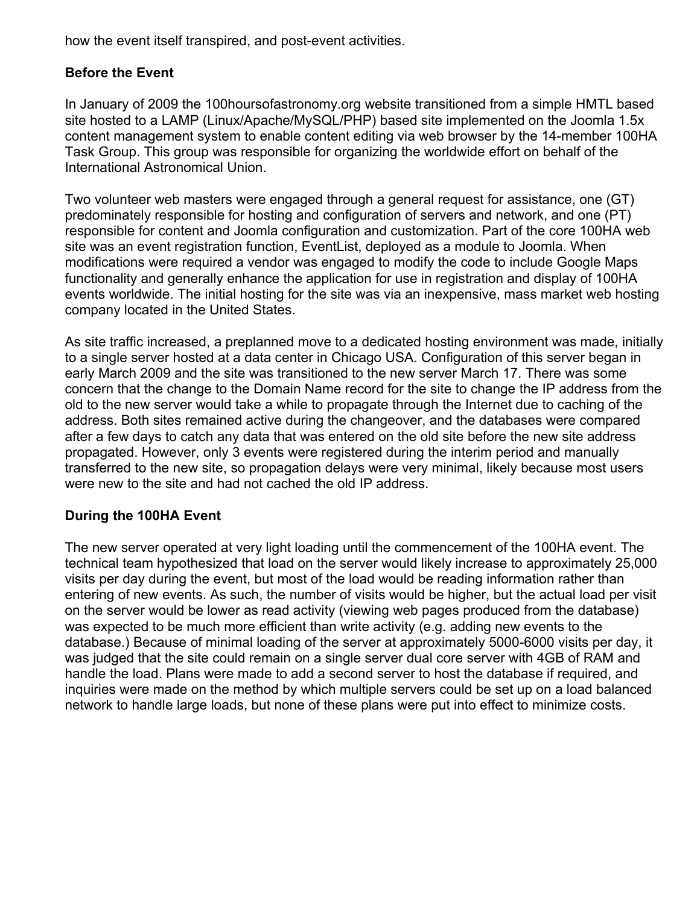how the event itself transpired, and post-event activities.

## Before the Event

In January of 2009 the 100hoursofastronomy.org website transitioned from a simple HMTL based site hosted to a LAMP (Linux/Apache/MySQL/PHP) based site implemented on the Joomla 1.5x content management system to enable content editing via web browser by the 14-member 100HA Task Group. This group was responsible for organizing the worldwide effort on behalf of the International Astronomical Union.

Two volunteer web masters were engaged through a general request for assistance, one (GT) predominately responsible for hosting and configuration of servers and network, and one (PT) responsible for content and Joomla configuration and customization. Part of the core 100HA web site was an event registration function, EventList, deployed as a module to Joomla. When modifications were required a vendor was engaged to modify the code to include Google Maps functionality and generally enhance the application for use in registration and display of 100HA events worldwide. The initial hosting for the site was via an inexpensive, mass market web hosting company located in the United States.

As site traffic increased, a preplanned move to a dedicated hosting environment was made, initially to a single server hosted at a data center in Chicago USA. Configuration of this server began in early March 2009 and the site was transitioned to the new server March 17. There was some concern that the change to the Domain Name record for the site to change the IP address from the old to the new server would take a while to propagate through the Internet due to caching of the address. Both sites remained active during the changeover, and the databases were compared after a few days to catch any data that was entered on the old site before the new site address propagated. However, only 3 events were registered during the interim period and manually transferred to the new site, so propagation delays were very minimal, likely because most users were new to the site and had not cached the old IP address.

## During the 100HA Event

The new server operated at very light loading until the commencement of the 100HA event. The technical team hypothesized that load on the server would likely increase to approximately 25,000 visits per day during the event, but most of the load would be reading information rather than entering of new events. As such, the number of visits would be higher, but the actual load per visit on the server would be lower as read activity (viewing web pages produced from the database) was expected to be much more efficient than write activity (e.g. adding new events to the database.) Because of minimal loading of the server at approximately 5000-6000 visits per day, it was judged that the site could remain on a single server dual core server with 4GB of RAM and handle the load. Plans were made to add a second server to host the database if required, and inquiries were made on the method by which multiple servers could be set up on a load balanced network to handle large loads, but none of these plans were put into effect to minimize costs.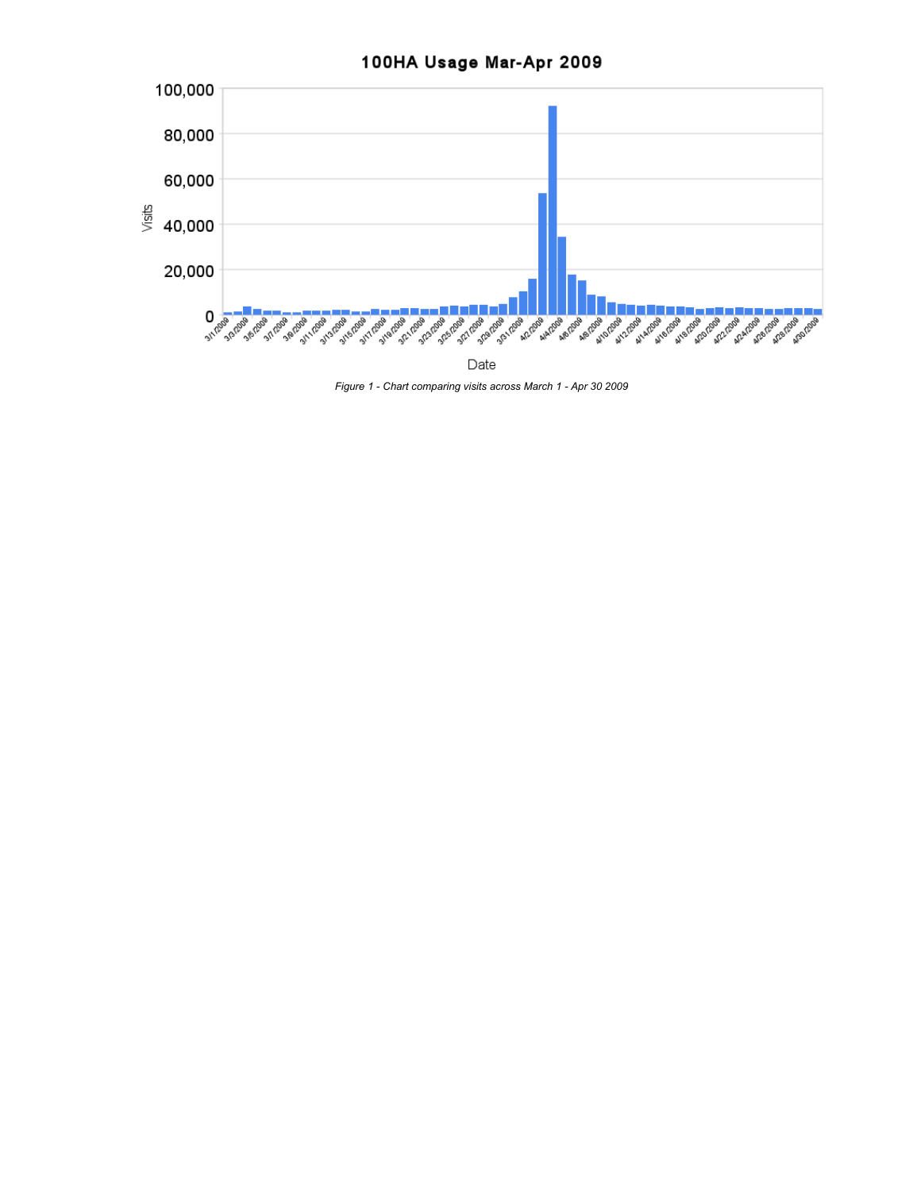*Figure 1 - Chart comparing visits across March 1 - Apr 30 2009*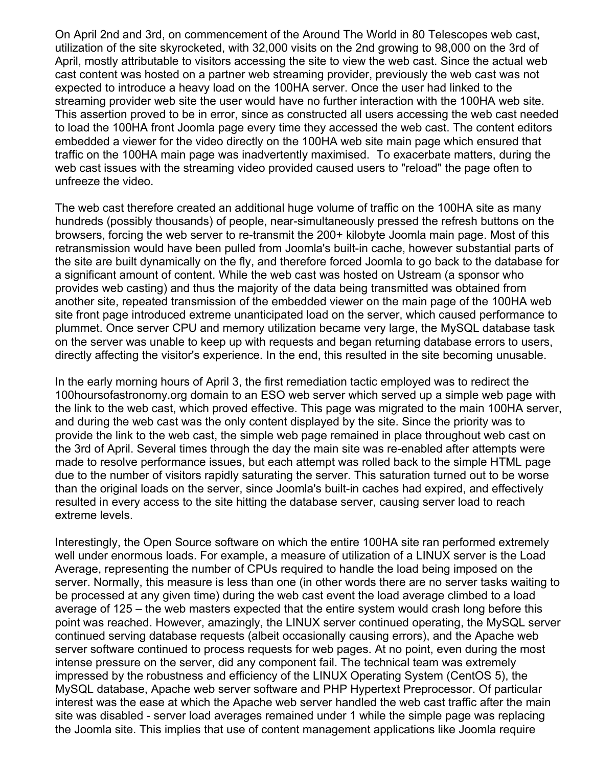On April 2nd and 3rd, on commencement of the Around The World in 80 Telescopes web cast, utilization of the site skyrocketed, with 32,000 visits on the 2nd growing to 98,000 on the 3rd of April, mostly attributable to visitors accessing the site to view the web cast. Since the actual web cast content was hosted on a partner web streaming provider, previously the web cast was not expected to introduce a heavy load on the 100HA server. Once the user had linked to the streaming provider web site the user would have no further interaction with the 100HA web site. This assertion proved to be in error, since as constructed all users accessing the web cast needed to load the 100HA front Joomla page every time they accessed the web cast. The content editors embedded a viewer for the video directly on the 100HA web site main page which ensured that traffic on the 100HA main page was inadvertently maximised. To exacerbate matters, during the web cast issues with the streaming video provided caused users to "reload" the page often to unfreeze the video.

The web cast therefore created an additional huge volume of traffic on the 100HA site as many hundreds (possibly thousands) of people, near-simultaneously pressed the refresh buttons on the browsers, forcing the web server to re-transmit the 200+ kilobyte Joomla main page. Most of this retransmission would have been pulled from Joomla's built-in cache, however substantial parts of the site are built dynamically on the fly, and therefore forced Joomla to go back to the database for a significant amount of content. While the web cast was hosted on Ustream (a sponsor who provides web casting) and thus the majority of the data being transmitted was obtained from another site, repeated transmission of the embedded viewer on the main page of the 100HA web site front page introduced extreme unanticipated load on the server, which caused performance to plummet. Once server CPU and memory utilization became very large, the MySQL database task on the server was unable to keep up with requests and began returning database errors to users, directly affecting the visitor's experience. In the end, this resulted in the site becoming unusable.

In the early morning hours of April 3, the first remediation tactic employed was to redirect the 100hoursofastronomy.org domain to an ESO web server which served up a simple web page with the link to the web cast, which proved effective. This page was migrated to the main 100HA server, and during the web cast was the only content displayed by the site. Since the priority was to provide the link to the web cast, the simple web page remained in place throughout web cast on the 3rd of April. Several times through the day the main site was re-enabled after attempts were made to resolve performance issues, but each attempt was rolled back to the simple HTML page due to the number of visitors rapidly saturating the server. This saturation turned out to be worse than the original loads on the server, since Joomla's built-in caches had expired, and effectively resulted in every access to the site hitting the database server, causing server load to reach extreme levels.

Interestingly, the Open Source software on which the entire 100HA site ran performed extremely well under enormous loads. For example, a measure of utilization of a LINUX server is the Load Average, representing the number of CPUs required to handle the load being imposed on the server. Normally, this measure is less than one (in other words there are no server tasks waiting to be processed at any given time) during the web cast event the load average climbed to a load average of 125 – the web masters expected that the entire system would crash long before this point was reached. However, amazingly, the LINUX server continued operating, the MySQL server continued serving database requests (albeit occasionally causing errors), and the Apache web server software continued to process requests for web pages. At no point, even during the most intense pressure on the server, did any component fail. The technical team was extremely impressed by the robustness and efficiency of the LINUX Operating System (CentOS 5), the MySQL database, Apache web server software and PHP Hypertext Preprocessor. Of particular interest was the ease at which the Apache web server handled the web cast traffic after the main site was disabled - server load averages remained under 1 while the simple page was replacing the Joomla site. This implies that use of content management applications like Joomla require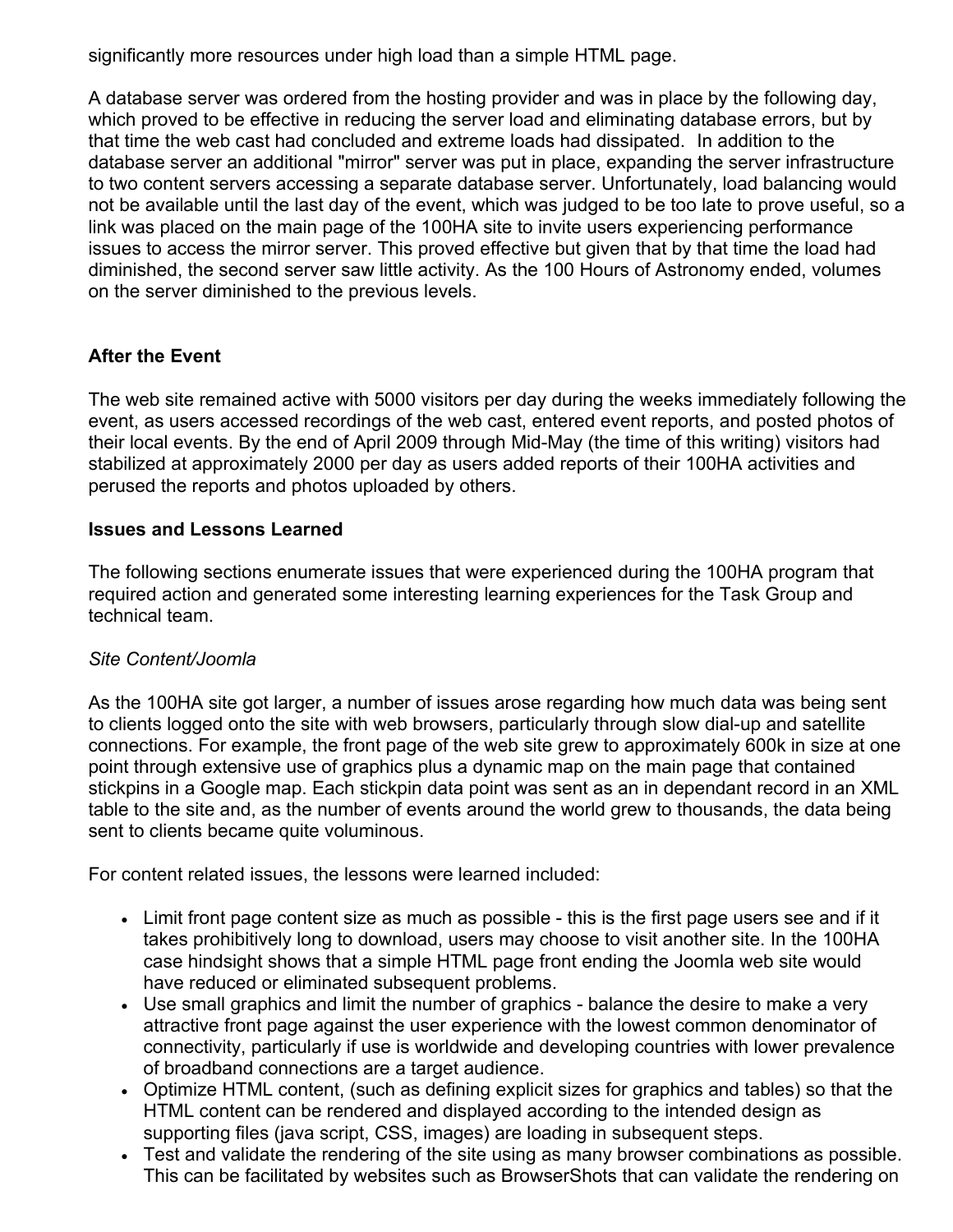significantly more resources under high load than a simple HTML page.

A database server was ordered from the hosting provider and was in place by the following day, which proved to be effective in reducing the server load and eliminating database errors, but by that time the web cast had concluded and extreme loads had dissipated. In addition to the database server an additional "mirror" server was put in place, expanding the server infrastructure to two content servers accessing a separate database server. Unfortunately, load balancing would not be available until the last day of the event, which was judged to be too late to prove useful, so a link was placed on the main page of the 100HA site to invite users experiencing performance issues to access the mirror server. This proved effective but given that by that time the load had diminished, the second server saw little activity. As the 100 Hours of Astronomy ended, volumes on the server diminished to the previous levels.

### After the Event

The web site remained active with 5000 visitors per day during the weeks immediately following the event, as users accessed recordings of the web cast, entered event reports, and posted photos of their local events. By the end of April 2009 through Mid-May (the time of this writing) visitors had stabilized at approximately 2000 per day as users added reports of their 100HA activities and perused the reports and photos uploaded by others.

### Issues and Lessons Learned

The following sections enumerate issues that were experienced during the 100HA program that required action and generated some interesting learning experiences for the Task Group and technical team.

*Site Content/Joomla*

As the 100HA site got larger, a number of issues arose regarding how much data was being sent to clients logged onto the site with web browsers, particularly through slow dial-up and satellite connections. For example, the front page of the web site grew to approximately 600k in size at one point through extensive use of graphics plus a dynamic map on the main page that contained stickpins in a Google map. Each stickpin data point was sent as an in dependant record in an XML table to the site and, as the number of events around the world grew to thousands, the data being sent to clients became quite voluminous.

For content related issues, the lessons were learned included:

- Limit front page content size as much as possible - this is the first page users see and if it takes prohibitively long to download, users may choose to visit another site. In the 100HA case hindsight shows that a simple HTML page front ending the Joomla web site would have reduced or eliminated subsequent problems.
- Use small graphics and limit the number of graphics - balance the desire to make a very attractive front page against the user experience with the lowest common denominator of connectivity, particularly if use is worldwide and developing countries with lower prevalence of broadband connections are a target audience.
- Optimize HTML content, (such as defining explicit sizes for graphics and tables) so that the HTML content can be rendered and displayed according to the intended design as supporting files (java script, CSS, images) are loading in subsequent steps.
- Test and validate the rendering of the site using as many browser combinations as possible. This can be facilitated by websites such as BrowserShots that can validate the rendering on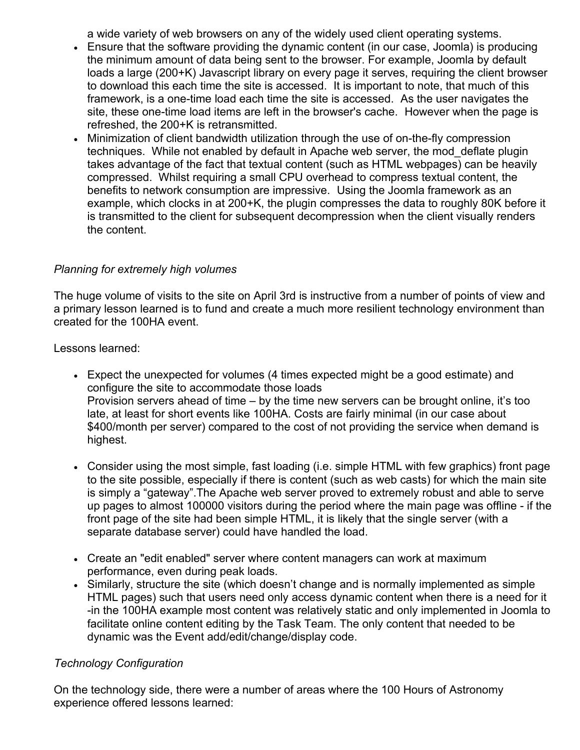a wide variety of web browsers on any of the widely used client operating systems.

- Ensure that the software providing the dynamic content (in our case, Joomla) is producing the minimum amount of data being sent to the browser. For example, Joomla by default loads a large (200+K) Javascript library on every page it serves, requiring the client browser to download this each time the site is accessed. It is important to note, that much of this framework, is a one-time load each time the site is accessed. As the user navigates the site, these one-time load items are left in the browser's cache. However when the page is refreshed, the 200+K is retransmitted.
- Minimization of client bandwidth utilization through the use of on-the-fly compression techniques. While not enabled by default in Apache web server, the mod_deflate plugin takes advantage of the fact that textual content (such as HTML webpages) can be heavily compressed. Whilst requiring a small CPU overhead to compress textual content, the benefits to network consumption are impressive. Using the Joomla framework as an example, which clocks in at 200+K, the plugin compresses the data to roughly 80K before it is transmitted to the client for subsequent decompression when the client visually renders the content.

*Planning for extremely high volumes*

The huge volume of visits to the site on April 3rd is instructive from a number of points of view and a primary lesson learned is to fund and create a much more resilient technology environment than created for the 100HA event.

Lessons learned:

- Expect the unexpected for volumes (4 times expected might be a good estimate) and configure the site to accommodate those loads
  Provision servers ahead of time – by the time new servers can be brought online, it's too late, at least for short events like 100HA. Costs are fairly minimal (in our case about $400/month per server) compared to the cost of not providing the service when demand is highest.

- Consider using the most simple, fast loading (i.e. simple HTML with few graphics) front page to the site possible, especially if there is content (such as web casts) for which the main site is simply a "gateway".The Apache web server proved to extremely robust and able to serve up pages to almost 100000 visitors during the period where the main page was offline - if the front page of the site had been simple HTML, it is likely that the single server (with a separate database server) could have handled the load.

- Create an "edit enabled" server where content managers can work at maximum performance, even during peak loads.
- Similarly, structure the site (which doesn't change and is normally implemented as simple HTML pages) such that users need only access dynamic content when there is a need for it -in the 100HA example most content was relatively static and only implemented in Joomla to facilitate online content editing by the Task Team. The only content that needed to be dynamic was the Event add/edit/change/display code.

*Technology Configuration*

On the technology side, there were a number of areas where the 100 Hours of Astronomy experience offered lessons learned: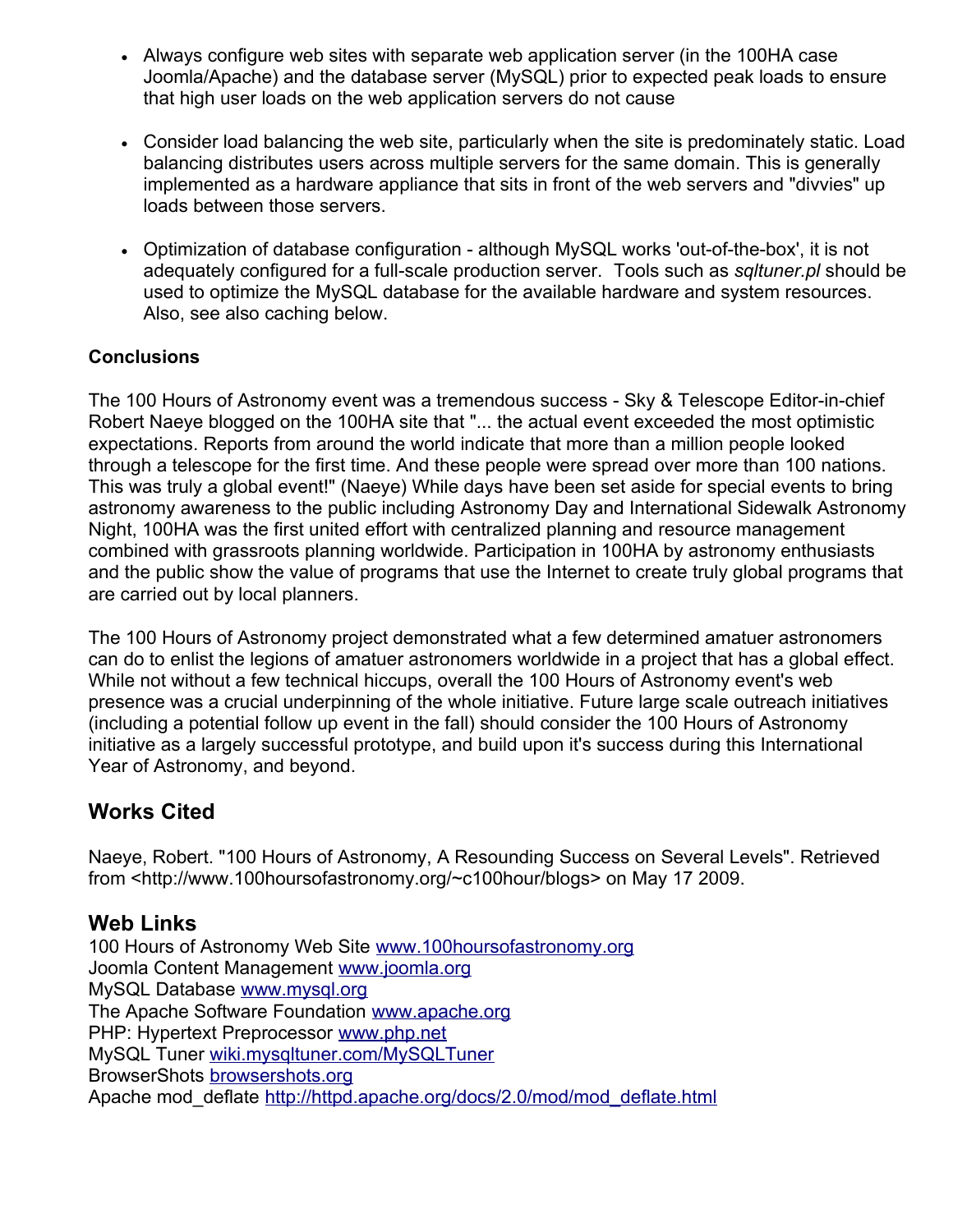- Always configure web sites with separate web application server (in the 100HA case Joomla/Apache) and the database server (MySQL) prior to expected peak loads to ensure that high user loads on the web application servers do not cause

- Consider load balancing the web site, particularly when the site is predominately static. Load balancing distributes users across multiple servers for the same domain. This is generally implemented as a hardware appliance that sits in front of the web servers and "divvies" up loads between those servers.

- Optimization of database configuration - although MySQL works 'out-of-the-box', it is not adequately configured for a full-scale production server. Tools such as *sqltuner.pl* should be used to optimize the MySQL database for the available hardware and system resources. Also, see also caching below.

**Conclusions**

The 100 Hours of Astronomy event was a tremendous success - Sky & Telescope Editor-in-chief Robert Naeye blogged on the 100HA site that "... the actual event exceeded the most optimistic expectations. Reports from around the world indicate that more than a million people looked through a telescope for the first time. And these people were spread over more than 100 nations. This was truly a global event!" (Naeye) While days have been set aside for special events to bring astronomy awareness to the public including Astronomy Day and International Sidewalk Astronomy Night, 100HA was the first united effort with centralized planning and resource management combined with grassroots planning worldwide. Participation in 100HA by astronomy enthusiasts and the public show the value of programs that use the Internet to create truly global programs that are carried out by local planners.

The 100 Hours of Astronomy project demonstrated what a few determined amatuer astronomers can do to enlist the legions of amatuer astronomers worldwide in a project that has a global effect. While not without a few technical hiccups, overall the 100 Hours of Astronomy event's web presence was a crucial underpinning of the whole initiative. Future large scale outreach initiatives (including a potential follow up event in the fall) should consider the 100 Hours of Astronomy initiative as a largely successful prototype, and build upon it's success during this International Year of Astronomy, and beyond.

## Works Cited

Naeye, Robert. "100 Hours of Astronomy, A Resounding Success on Several Levels". Retrieved from <http://www.100hoursofastronomy.org/~c100hour/blogs> on May 17 2009.

## Web Links

100 Hours of Astronomy Web Site [www.100hoursofastronomy.org](www.100hoursofastronomy.org)
Joomla Content Management [www.joomla.org](www.joomla.org)
MySQL Database [www.mysql.org](www.mysql.org)
The Apache Software Foundation [www.apache.org](www.apache.org)
PHP: Hypertext Preprocessor [www.php.net](www.php.net)
MySQL Tuner [wiki.mysqltuner.com/MySQLTuner](wiki.mysqltuner.com/MySQLTuner)
BrowserShots [browsershots.org](browsershots.org)
Apache mod_deflate [http://httpd.apache.org/docs/2.0/mod/mod_deflate.html](http://httpd.apache.org/docs/2.0/mod/mod_deflate.html)